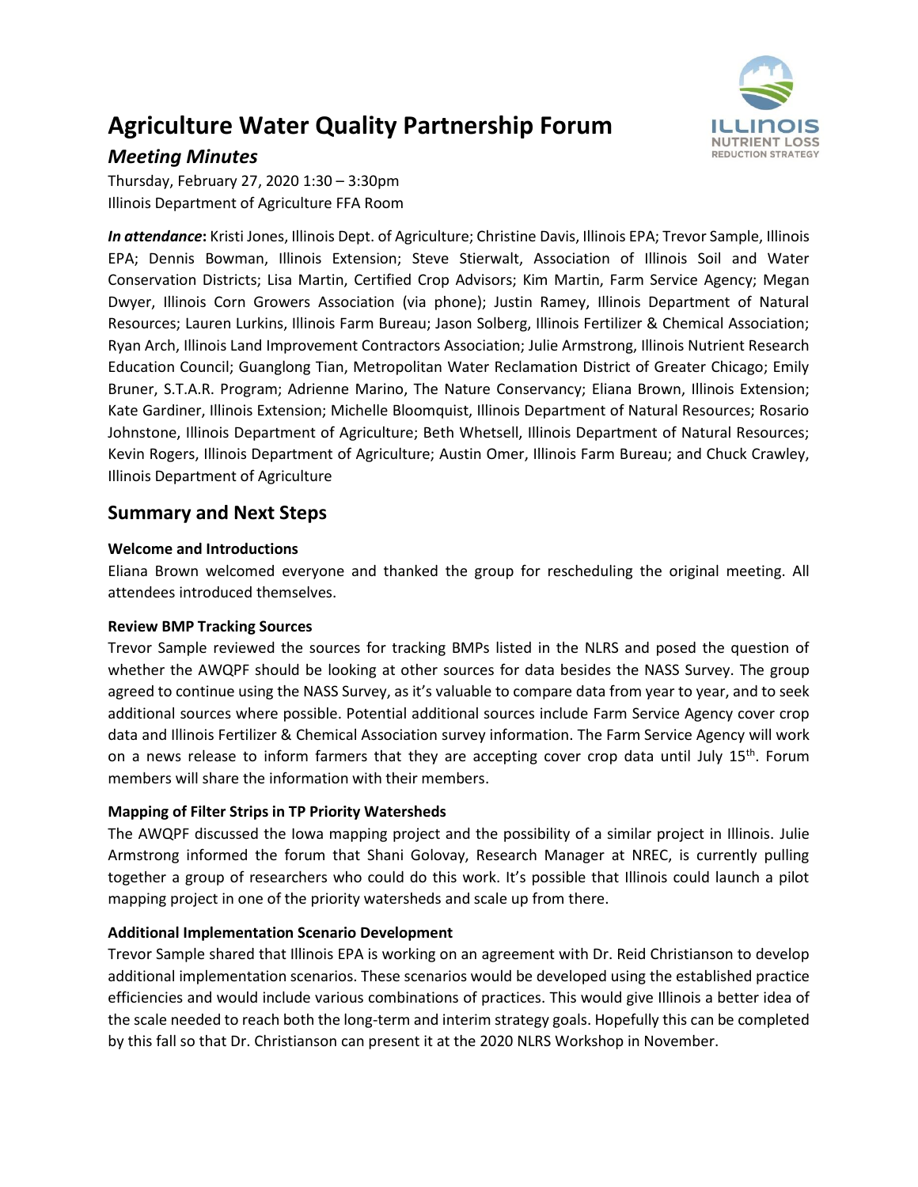# Agriculture Water Quality Partnership Forum

## *Meeting Minutes*

Thursday, February 27, 2020 1:30 – 3:30pm
Illinois Department of Agriculture FFA Room

***In attendance*:** Kristi Jones, Illinois Dept. of Agriculture; Christine Davis, Illinois EPA; Trevor Sample, Illinois EPA; Dennis Bowman, Illinois Extension; Steve Stierwalt, Association of Illinois Soil and Water Conservation Districts; Lisa Martin, Certified Crop Advisors; Kim Martin, Farm Service Agency; Megan Dwyer, Illinois Corn Growers Association (via phone); Justin Ramey, Illinois Department of Natural Resources; Lauren Lurkins, Illinois Farm Bureau; Jason Solberg, Illinois Fertilizer & Chemical Association; Ryan Arch, Illinois Land Improvement Contractors Association; Julie Armstrong, Illinois Nutrient Research Education Council; Guanglong Tian, Metropolitan Water Reclamation District of Greater Chicago; Emily Bruner, S.T.A.R. Program; Adrienne Marino, The Nature Conservancy; Eliana Brown, Illinois Extension; Kate Gardiner, Illinois Extension; Michelle Bloomquist, Illinois Department of Natural Resources; Rosario Johnstone, Illinois Department of Agriculture; Beth Whetsell, Illinois Department of Natural Resources; Kevin Rogers, Illinois Department of Agriculture; Austin Omer, Illinois Farm Bureau; and Chuck Crawley, Illinois Department of Agriculture

## Summary and Next Steps

**Welcome and Introductions**

Eliana Brown welcomed everyone and thanked the group for rescheduling the original meeting. All attendees introduced themselves.

**Review BMP Tracking Sources**

Trevor Sample reviewed the sources for tracking BMPs listed in the NLRS and posed the question of whether the AWQPF should be looking at other sources for data besides the NASS Survey. The group agreed to continue using the NASS Survey, as it's valuable to compare data from year to year, and to seek additional sources where possible. Potential additional sources include Farm Service Agency cover crop data and Illinois Fertilizer & Chemical Association survey information. The Farm Service Agency will work on a news release to inform farmers that they are accepting cover crop data until July 15th. Forum members will share the information with their members.

**Mapping of Filter Strips in TP Priority Watersheds**

The AWQPF discussed the Iowa mapping project and the possibility of a similar project in Illinois. Julie Armstrong informed the forum that Shani Golovay, Research Manager at NREC, is currently pulling together a group of researchers who could do this work. It's possible that Illinois could launch a pilot mapping project in one of the priority watersheds and scale up from there.

**Additional Implementation Scenario Development**

Trevor Sample shared that Illinois EPA is working on an agreement with Dr. Reid Christianson to develop additional implementation scenarios. These scenarios would be developed using the established practice efficiencies and would include various combinations of practices. This would give Illinois a better idea of the scale needed to reach both the long-term and interim strategy goals. Hopefully this can be completed by this fall so that Dr. Christianson can present it at the 2020 NLRS Workshop in November.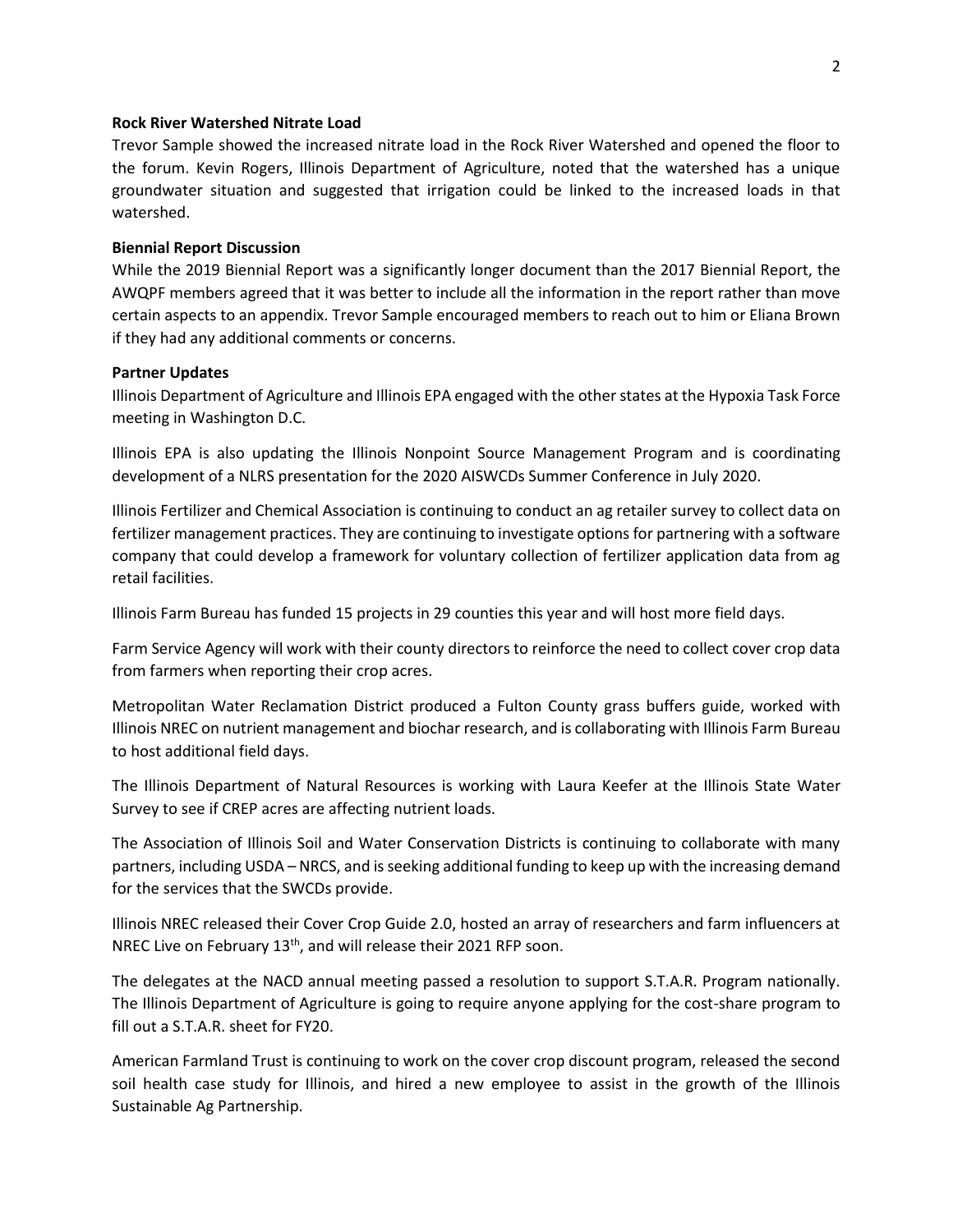**Rock River Watershed Nitrate Load**

Trevor Sample showed the increased nitrate load in the Rock River Watershed and opened the floor to the forum. Kevin Rogers, Illinois Department of Agriculture, noted that the watershed has a unique groundwater situation and suggested that irrigation could be linked to the increased loads in that watershed.

**Biennial Report Discussion**

While the 2019 Biennial Report was a significantly longer document than the 2017 Biennial Report, the AWQPF members agreed that it was better to include all the information in the report rather than move certain aspects to an appendix. Trevor Sample encouraged members to reach out to him or Eliana Brown if they had any additional comments or concerns.

**Partner Updates**

Illinois Department of Agriculture and Illinois EPA engaged with the other states at the Hypoxia Task Force meeting in Washington D.C.

Illinois EPA is also updating the Illinois Nonpoint Source Management Program and is coordinating development of a NLRS presentation for the 2020 AISWCDs Summer Conference in July 2020.

Illinois Fertilizer and Chemical Association is continuing to conduct an ag retailer survey to collect data on fertilizer management practices. They are continuing to investigate options for partnering with a software company that could develop a framework for voluntary collection of fertilizer application data from ag retail facilities.

Illinois Farm Bureau has funded 15 projects in 29 counties this year and will host more field days.

Farm Service Agency will work with their county directors to reinforce the need to collect cover crop data from farmers when reporting their crop acres.

Metropolitan Water Reclamation District produced a Fulton County grass buffers guide, worked with Illinois NREC on nutrient management and biochar research, and is collaborating with Illinois Farm Bureau to host additional field days.

The Illinois Department of Natural Resources is working with Laura Keefer at the Illinois State Water Survey to see if CREP acres are affecting nutrient loads.

The Association of Illinois Soil and Water Conservation Districts is continuing to collaborate with many partners, including USDA – NRCS, and is seeking additional funding to keep up with the increasing demand for the services that the SWCDs provide.

Illinois NREC released their Cover Crop Guide 2.0, hosted an array of researchers and farm influencers at NREC Live on February 13th, and will release their 2021 RFP soon.

The delegates at the NACD annual meeting passed a resolution to support S.T.A.R. Program nationally. The Illinois Department of Agriculture is going to require anyone applying for the cost-share program to fill out a S.T.A.R. sheet for FY20.

American Farmland Trust is continuing to work on the cover crop discount program, released the second soil health case study for Illinois, and hired a new employee to assist in the growth of the Illinois Sustainable Ag Partnership.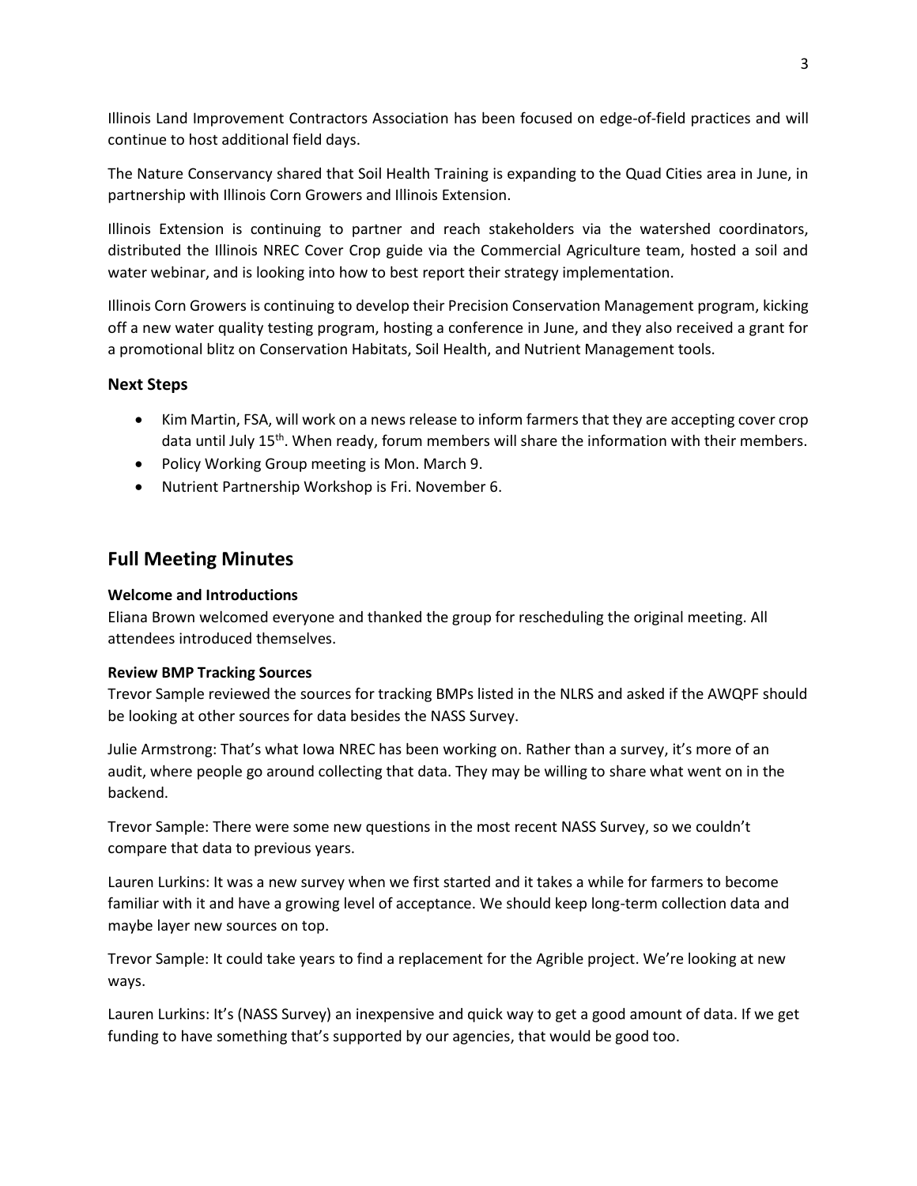Illinois Land Improvement Contractors Association has been focused on edge-of-field practices and will continue to host additional field days.

The Nature Conservancy shared that Soil Health Training is expanding to the Quad Cities area in June, in partnership with Illinois Corn Growers and Illinois Extension.

Illinois Extension is continuing to partner and reach stakeholders via the watershed coordinators, distributed the Illinois NREC Cover Crop guide via the Commercial Agriculture team, hosted a soil and water webinar, and is looking into how to best report their strategy implementation.

Illinois Corn Growers is continuing to develop their Precision Conservation Management program, kicking off a new water quality testing program, hosting a conference in June, and they also received a grant for a promotional blitz on Conservation Habitats, Soil Health, and Nutrient Management tools.

### Next Steps

- Kim Martin, FSA, will work on a news release to inform farmers that they are accepting cover crop data until July 15th. When ready, forum members will share the information with their members.
- Policy Working Group meeting is Mon. March 9.
- Nutrient Partnership Workshop is Fri. November 6.

## Full Meeting Minutes

**Welcome and Introductions**

Eliana Brown welcomed everyone and thanked the group for rescheduling the original meeting. All attendees introduced themselves.

**Review BMP Tracking Sources**

Trevor Sample reviewed the sources for tracking BMPs listed in the NLRS and asked if the AWQPF should be looking at other sources for data besides the NASS Survey.

Julie Armstrong: That's what Iowa NREC has been working on. Rather than a survey, it's more of an audit, where people go around collecting that data. They may be willing to share what went on in the backend.

Trevor Sample: There were some new questions in the most recent NASS Survey, so we couldn't compare that data to previous years.

Lauren Lurkins: It was a new survey when we first started and it takes a while for farmers to become familiar with it and have a growing level of acceptance. We should keep long-term collection data and maybe layer new sources on top.

Trevor Sample: It could take years to find a replacement for the Agrible project. We're looking at new ways.

Lauren Lurkins: It's (NASS Survey) an inexpensive and quick way to get a good amount of data. If we get funding to have something that's supported by our agencies, that would be good too.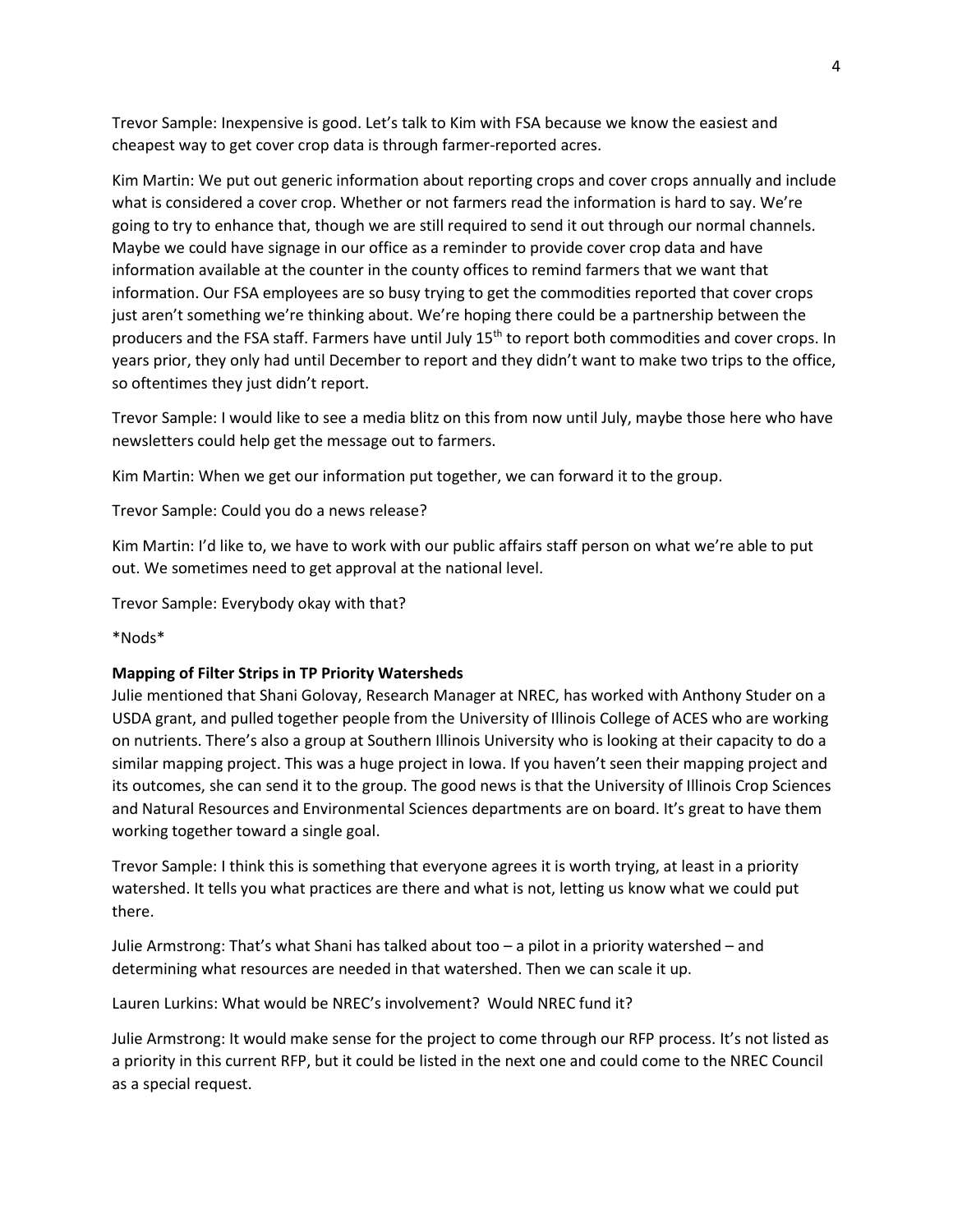Trevor Sample: Inexpensive is good. Let's talk to Kim with FSA because we know the easiest and cheapest way to get cover crop data is through farmer-reported acres.

Kim Martin: We put out generic information about reporting crops and cover crops annually and include what is considered a cover crop. Whether or not farmers read the information is hard to say. We're going to try to enhance that, though we are still required to send it out through our normal channels. Maybe we could have signage in our office as a reminder to provide cover crop data and have information available at the counter in the county offices to remind farmers that we want that information. Our FSA employees are so busy trying to get the commodities reported that cover crops just aren't something we're thinking about. We're hoping there could be a partnership between the producers and the FSA staff. Farmers have until July 15th to report both commodities and cover crops. In years prior, they only had until December to report and they didn't want to make two trips to the office, so oftentimes they just didn't report.

Trevor Sample: I would like to see a media blitz on this from now until July, maybe those here who have newsletters could help get the message out to farmers.

Kim Martin: When we get our information put together, we can forward it to the group.

Trevor Sample: Could you do a news release?

Kim Martin: I'd like to, we have to work with our public affairs staff person on what we're able to put out. We sometimes need to get approval at the national level.

Trevor Sample: Everybody okay with that?

*Nods*

**Mapping of Filter Strips in TP Priority Watersheds**

Julie mentioned that Shani Golovay, Research Manager at NREC, has worked with Anthony Studer on a USDA grant, and pulled together people from the University of Illinois College of ACES who are working on nutrients. There's also a group at Southern Illinois University who is looking at their capacity to do a similar mapping project. This was a huge project in Iowa. If you haven't seen their mapping project and its outcomes, she can send it to the group. The good news is that the University of Illinois Crop Sciences and Natural Resources and Environmental Sciences departments are on board. It's great to have them working together toward a single goal.

Trevor Sample: I think this is something that everyone agrees it is worth trying, at least in a priority watershed. It tells you what practices are there and what is not, letting us know what we could put there.

Julie Armstrong: That's what Shani has talked about too – a pilot in a priority watershed – and determining what resources are needed in that watershed. Then we can scale it up.

Lauren Lurkins: What would be NREC's involvement? Would NREC fund it?

Julie Armstrong: It would make sense for the project to come through our RFP process. It's not listed as a priority in this current RFP, but it could be listed in the next one and could come to the NREC Council as a special request.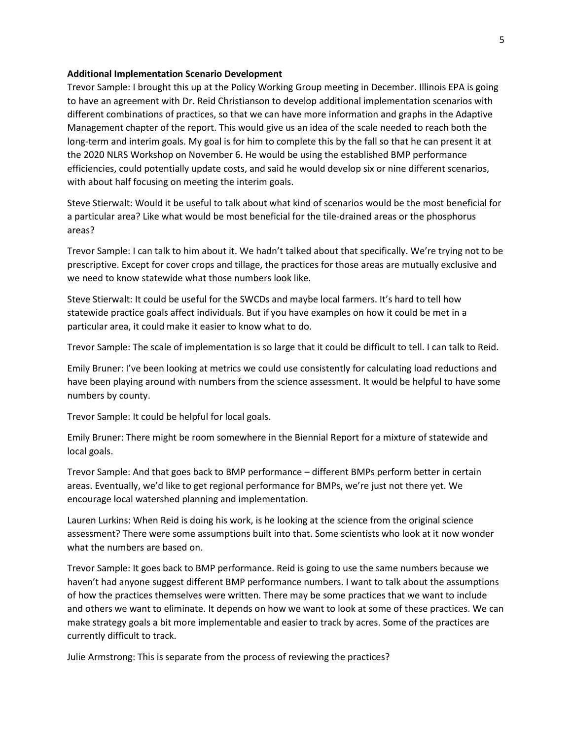**Additional Implementation Scenario Development**

Trevor Sample: I brought this up at the Policy Working Group meeting in December. Illinois EPA is going to have an agreement with Dr. Reid Christianson to develop additional implementation scenarios with different combinations of practices, so that we can have more information and graphs in the Adaptive Management chapter of the report. This would give us an idea of the scale needed to reach both the long-term and interim goals. My goal is for him to complete this by the fall so that he can present it at the 2020 NLRS Workshop on November 6. He would be using the established BMP performance efficiencies, could potentially update costs, and said he would develop six or nine different scenarios, with about half focusing on meeting the interim goals.

Steve Stierwalt: Would it be useful to talk about what kind of scenarios would be the most beneficial for a particular area? Like what would be most beneficial for the tile-drained areas or the phosphorus areas?

Trevor Sample: I can talk to him about it. We hadn't talked about that specifically. We're trying not to be prescriptive. Except for cover crops and tillage, the practices for those areas are mutually exclusive and we need to know statewide what those numbers look like.

Steve Stierwalt: It could be useful for the SWCDs and maybe local farmers. It's hard to tell how statewide practice goals affect individuals. But if you have examples on how it could be met in a particular area, it could make it easier to know what to do.

Trevor Sample: The scale of implementation is so large that it could be difficult to tell. I can talk to Reid.

Emily Bruner: I've been looking at metrics we could use consistently for calculating load reductions and have been playing around with numbers from the science assessment. It would be helpful to have some numbers by county.

Trevor Sample: It could be helpful for local goals.

Emily Bruner: There might be room somewhere in the Biennial Report for a mixture of statewide and local goals.

Trevor Sample: And that goes back to BMP performance – different BMPs perform better in certain areas. Eventually, we'd like to get regional performance for BMPs, we're just not there yet. We encourage local watershed planning and implementation.

Lauren Lurkins: When Reid is doing his work, is he looking at the science from the original science assessment? There were some assumptions built into that. Some scientists who look at it now wonder what the numbers are based on.

Trevor Sample: It goes back to BMP performance. Reid is going to use the same numbers because we haven't had anyone suggest different BMP performance numbers. I want to talk about the assumptions of how the practices themselves were written. There may be some practices that we want to include and others we want to eliminate. It depends on how we want to look at some of these practices. We can make strategy goals a bit more implementable and easier to track by acres. Some of the practices are currently difficult to track.

Julie Armstrong: This is separate from the process of reviewing the practices?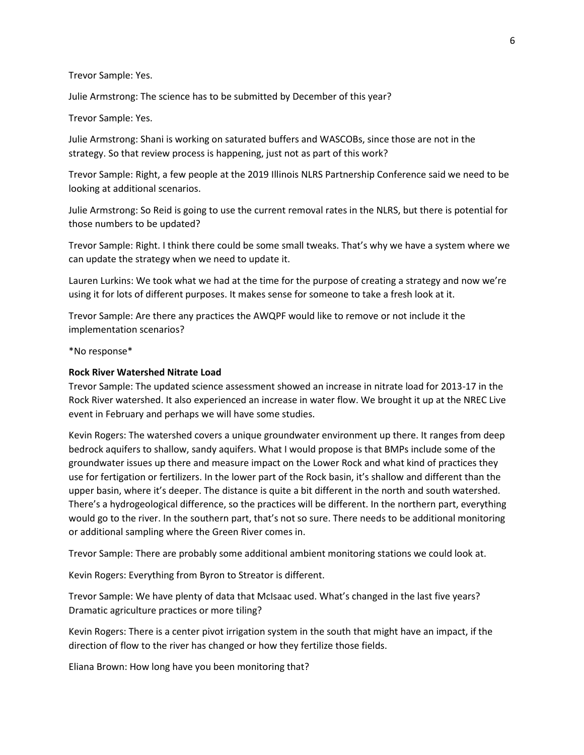Trevor Sample: Yes.

Julie Armstrong: The science has to be submitted by December of this year?

Trevor Sample: Yes.

Julie Armstrong: Shani is working on saturated buffers and WASCOBs, since those are not in the strategy. So that review process is happening, just not as part of this work?

Trevor Sample: Right, a few people at the 2019 Illinois NLRS Partnership Conference said we need to be looking at additional scenarios.

Julie Armstrong: So Reid is going to use the current removal rates in the NLRS, but there is potential for those numbers to be updated?

Trevor Sample: Right. I think there could be some small tweaks. That's why we have a system where we can update the strategy when we need to update it.

Lauren Lurkins: We took what we had at the time for the purpose of creating a strategy and now we're using it for lots of different purposes. It makes sense for someone to take a fresh look at it.

Trevor Sample: Are there any practices the AWQPF would like to remove or not include it the implementation scenarios?

*No response*

**Rock River Watershed Nitrate Load**

Trevor Sample: The updated science assessment showed an increase in nitrate load for 2013-17 in the Rock River watershed. It also experienced an increase in water flow. We brought it up at the NREC Live event in February and perhaps we will have some studies.

Kevin Rogers: The watershed covers a unique groundwater environment up there. It ranges from deep bedrock aquifers to shallow, sandy aquifers. What I would propose is that BMPs include some of the groundwater issues up there and measure impact on the Lower Rock and what kind of practices they use for fertigation or fertilizers. In the lower part of the Rock basin, it's shallow and different than the upper basin, where it's deeper. The distance is quite a bit different in the north and south watershed. There's a hydrogeological difference, so the practices will be different. In the northern part, everything would go to the river. In the southern part, that's not so sure. There needs to be additional monitoring or additional sampling where the Green River comes in.

Trevor Sample: There are probably some additional ambient monitoring stations we could look at.

Kevin Rogers: Everything from Byron to Streator is different.

Trevor Sample: We have plenty of data that McIsaac used. What's changed in the last five years? Dramatic agriculture practices or more tiling?

Kevin Rogers: There is a center pivot irrigation system in the south that might have an impact, if the direction of flow to the river has changed or how they fertilize those fields.

Eliana Brown: How long have you been monitoring that?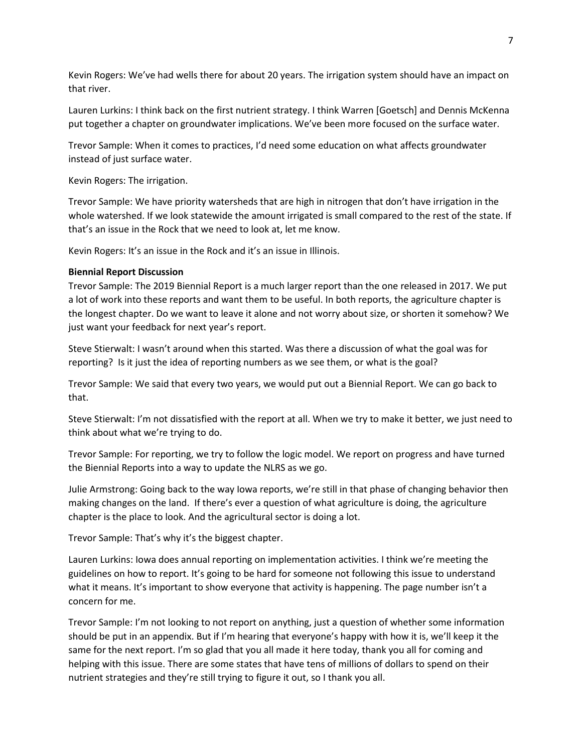Kevin Rogers: We've had wells there for about 20 years. The irrigation system should have an impact on that river.

Lauren Lurkins: I think back on the first nutrient strategy. I think Warren [Goetsch] and Dennis McKenna put together a chapter on groundwater implications. We've been more focused on the surface water.

Trevor Sample: When it comes to practices, I'd need some education on what affects groundwater instead of just surface water.

Kevin Rogers: The irrigation.

Trevor Sample: We have priority watersheds that are high in nitrogen that don't have irrigation in the whole watershed. If we look statewide the amount irrigated is small compared to the rest of the state. If that's an issue in the Rock that we need to look at, let me know.

Kevin Rogers: It's an issue in the Rock and it's an issue in Illinois.

**Biennial Report Discussion**

Trevor Sample: The 2019 Biennial Report is a much larger report than the one released in 2017. We put a lot of work into these reports and want them to be useful. In both reports, the agriculture chapter is the longest chapter. Do we want to leave it alone and not worry about size, or shorten it somehow? We just want your feedback for next year's report.

Steve Stierwalt: I wasn't around when this started. Was there a discussion of what the goal was for reporting? Is it just the idea of reporting numbers as we see them, or what is the goal?

Trevor Sample: We said that every two years, we would put out a Biennial Report. We can go back to that.

Steve Stierwalt: I'm not dissatisfied with the report at all. When we try to make it better, we just need to think about what we're trying to do.

Trevor Sample: For reporting, we try to follow the logic model. We report on progress and have turned the Biennial Reports into a way to update the NLRS as we go.

Julie Armstrong: Going back to the way Iowa reports, we're still in that phase of changing behavior then making changes on the land. If there's ever a question of what agriculture is doing, the agriculture chapter is the place to look. And the agricultural sector is doing a lot.

Trevor Sample: That's why it's the biggest chapter.

Lauren Lurkins: Iowa does annual reporting on implementation activities. I think we're meeting the guidelines on how to report. It's going to be hard for someone not following this issue to understand what it means. It's important to show everyone that activity is happening. The page number isn't a concern for me.

Trevor Sample: I'm not looking to not report on anything, just a question of whether some information should be put in an appendix. But if I'm hearing that everyone's happy with how it is, we'll keep it the same for the next report. I'm so glad that you all made it here today, thank you all for coming and helping with this issue. There are some states that have tens of millions of dollars to spend on their nutrient strategies and they're still trying to figure it out, so I thank you all.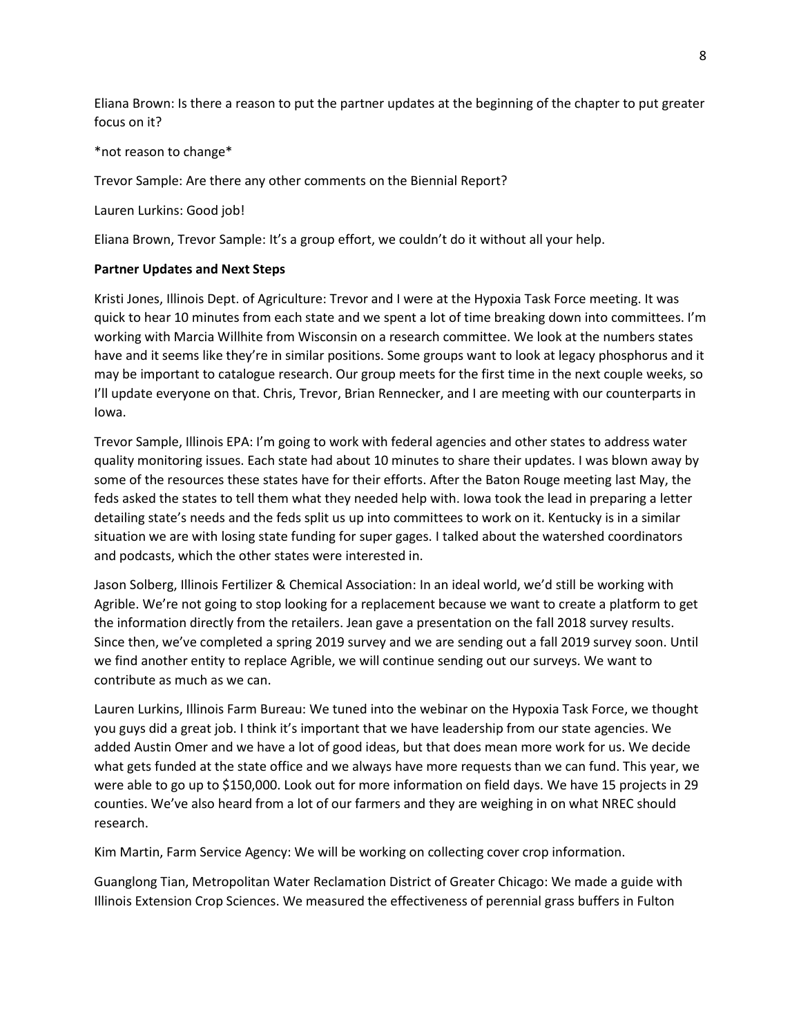Eliana Brown: Is there a reason to put the partner updates at the beginning of the chapter to put greater focus on it?

*not reason to change*

Trevor Sample: Are there any other comments on the Biennial Report?

Lauren Lurkins: Good job!

Eliana Brown, Trevor Sample: It's a group effort, we couldn't do it without all your help.

**Partner Updates and Next Steps**

Kristi Jones, Illinois Dept. of Agriculture: Trevor and I were at the Hypoxia Task Force meeting. It was quick to hear 10 minutes from each state and we spent a lot of time breaking down into committees. I'm working with Marcia Willhite from Wisconsin on a research committee. We look at the numbers states have and it seems like they're in similar positions. Some groups want to look at legacy phosphorus and it may be important to catalogue research. Our group meets for the first time in the next couple weeks, so I'll update everyone on that. Chris, Trevor, Brian Rennecker, and I are meeting with our counterparts in Iowa.

Trevor Sample, Illinois EPA: I'm going to work with federal agencies and other states to address water quality monitoring issues. Each state had about 10 minutes to share their updates. I was blown away by some of the resources these states have for their efforts. After the Baton Rouge meeting last May, the feds asked the states to tell them what they needed help with. Iowa took the lead in preparing a letter detailing state's needs and the feds split us up into committees to work on it. Kentucky is in a similar situation we are with losing state funding for super gages. I talked about the watershed coordinators and podcasts, which the other states were interested in.

Jason Solberg, Illinois Fertilizer & Chemical Association: In an ideal world, we'd still be working with Agrible. We're not going to stop looking for a replacement because we want to create a platform to get the information directly from the retailers. Jean gave a presentation on the fall 2018 survey results. Since then, we've completed a spring 2019 survey and we are sending out a fall 2019 survey soon. Until we find another entity to replace Agrible, we will continue sending out our surveys. We want to contribute as much as we can.

Lauren Lurkins, Illinois Farm Bureau: We tuned into the webinar on the Hypoxia Task Force, we thought you guys did a great job. I think it's important that we have leadership from our state agencies. We added Austin Omer and we have a lot of good ideas, but that does mean more work for us. We decide what gets funded at the state office and we always have more requests than we can fund. This year, we were able to go up to $150,000. Look out for more information on field days. We have 15 projects in 29 counties. We've also heard from a lot of our farmers and they are weighing in on what NREC should research.

Kim Martin, Farm Service Agency: We will be working on collecting cover crop information.

Guanglong Tian, Metropolitan Water Reclamation District of Greater Chicago: We made a guide with Illinois Extension Crop Sciences. We measured the effectiveness of perennial grass buffers in Fulton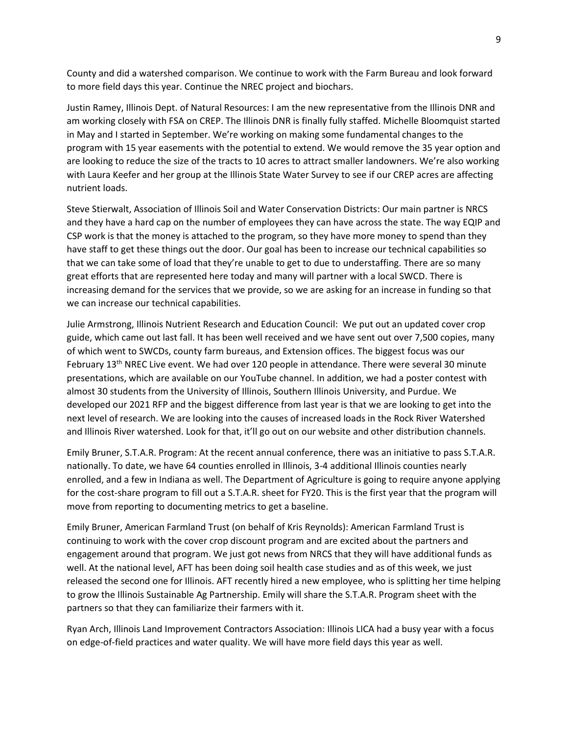County and did a watershed comparison. We continue to work with the Farm Bureau and look forward to more field days this year. Continue the NREC project and biochars.

Justin Ramey, Illinois Dept. of Natural Resources: I am the new representative from the Illinois DNR and am working closely with FSA on CREP. The Illinois DNR is finally fully staffed. Michelle Bloomquist started in May and I started in September. We're working on making some fundamental changes to the program with 15 year easements with the potential to extend. We would remove the 35 year option and are looking to reduce the size of the tracts to 10 acres to attract smaller landowners. We're also working with Laura Keefer and her group at the Illinois State Water Survey to see if our CREP acres are affecting nutrient loads.

Steve Stierwalt, Association of Illinois Soil and Water Conservation Districts: Our main partner is NRCS and they have a hard cap on the number of employees they can have across the state. The way EQIP and CSP work is that the money is attached to the program, so they have more money to spend than they have staff to get these things out the door. Our goal has been to increase our technical capabilities so that we can take some of load that they're unable to get to due to understaffing. There are so many great efforts that are represented here today and many will partner with a local SWCD. There is increasing demand for the services that we provide, so we are asking for an increase in funding so that we can increase our technical capabilities.

Julie Armstrong, Illinois Nutrient Research and Education Council: We put out an updated cover crop guide, which came out last fall. It has been well received and we have sent out over 7,500 copies, many of which went to SWCDs, county farm bureaus, and Extension offices. The biggest focus was our February 13th NREC Live event. We had over 120 people in attendance. There were several 30 minute presentations, which are available on our YouTube channel. In addition, we had a poster contest with almost 30 students from the University of Illinois, Southern Illinois University, and Purdue. We developed our 2021 RFP and the biggest difference from last year is that we are looking to get into the next level of research. We are looking into the causes of increased loads in the Rock River Watershed and Illinois River watershed. Look for that, it'll go out on our website and other distribution channels.

Emily Bruner, S.T.A.R. Program: At the recent annual conference, there was an initiative to pass S.T.A.R. nationally. To date, we have 64 counties enrolled in Illinois, 3-4 additional Illinois counties nearly enrolled, and a few in Indiana as well. The Department of Agriculture is going to require anyone applying for the cost-share program to fill out a S.T.A.R. sheet for FY20. This is the first year that the program will move from reporting to documenting metrics to get a baseline.

Emily Bruner, American Farmland Trust (on behalf of Kris Reynolds): American Farmland Trust is continuing to work with the cover crop discount program and are excited about the partners and engagement around that program. We just got news from NRCS that they will have additional funds as well. At the national level, AFT has been doing soil health case studies and as of this week, we just released the second one for Illinois. AFT recently hired a new employee, who is splitting her time helping to grow the Illinois Sustainable Ag Partnership. Emily will share the S.T.A.R. Program sheet with the partners so that they can familiarize their farmers with it.

Ryan Arch, Illinois Land Improvement Contractors Association: Illinois LICA had a busy year with a focus on edge-of-field practices and water quality. We will have more field days this year as well.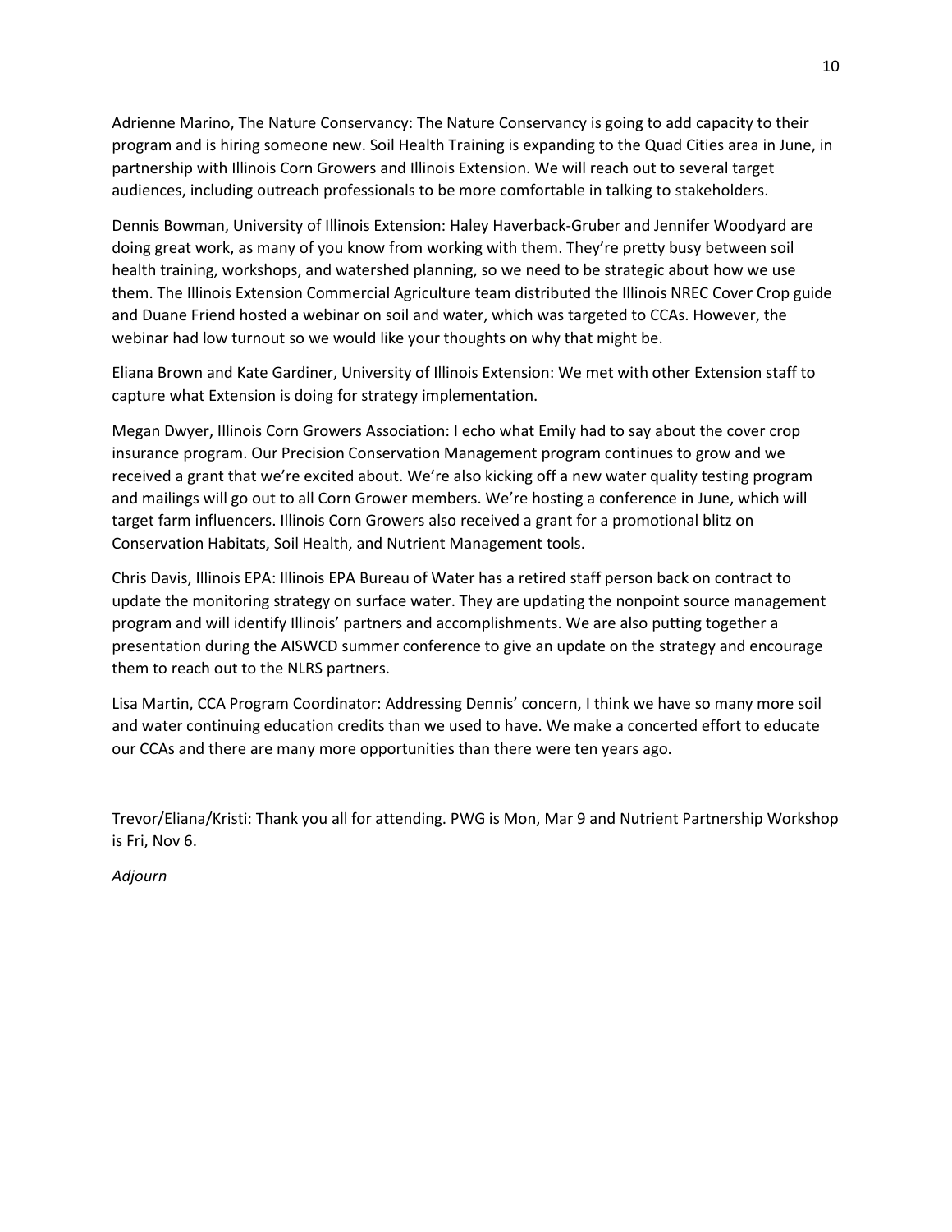Adrienne Marino, The Nature Conservancy: The Nature Conservancy is going to add capacity to their program and is hiring someone new. Soil Health Training is expanding to the Quad Cities area in June, in partnership with Illinois Corn Growers and Illinois Extension. We will reach out to several target audiences, including outreach professionals to be more comfortable in talking to stakeholders.

Dennis Bowman, University of Illinois Extension: Haley Haverback-Gruber and Jennifer Woodyard are doing great work, as many of you know from working with them. They're pretty busy between soil health training, workshops, and watershed planning, so we need to be strategic about how we use them. The Illinois Extension Commercial Agriculture team distributed the Illinois NREC Cover Crop guide and Duane Friend hosted a webinar on soil and water, which was targeted to CCAs. However, the webinar had low turnout so we would like your thoughts on why that might be.

Eliana Brown and Kate Gardiner, University of Illinois Extension: We met with other Extension staff to capture what Extension is doing for strategy implementation.

Megan Dwyer, Illinois Corn Growers Association: I echo what Emily had to say about the cover crop insurance program. Our Precision Conservation Management program continues to grow and we received a grant that we're excited about. We're also kicking off a new water quality testing program and mailings will go out to all Corn Grower members. We're hosting a conference in June, which will target farm influencers. Illinois Corn Growers also received a grant for a promotional blitz on Conservation Habitats, Soil Health, and Nutrient Management tools.

Chris Davis, Illinois EPA: Illinois EPA Bureau of Water has a retired staff person back on contract to update the monitoring strategy on surface water. They are updating the nonpoint source management program and will identify Illinois' partners and accomplishments. We are also putting together a presentation during the AISWCD summer conference to give an update on the strategy and encourage them to reach out to the NLRS partners.

Lisa Martin, CCA Program Coordinator: Addressing Dennis' concern, I think we have so many more soil and water continuing education credits than we used to have. We make a concerted effort to educate our CCAs and there are many more opportunities than there were ten years ago.

Trevor/Eliana/Kristi: Thank you all for attending. PWG is Mon, Mar 9 and Nutrient Partnership Workshop is Fri, Nov 6.

*Adjourn*